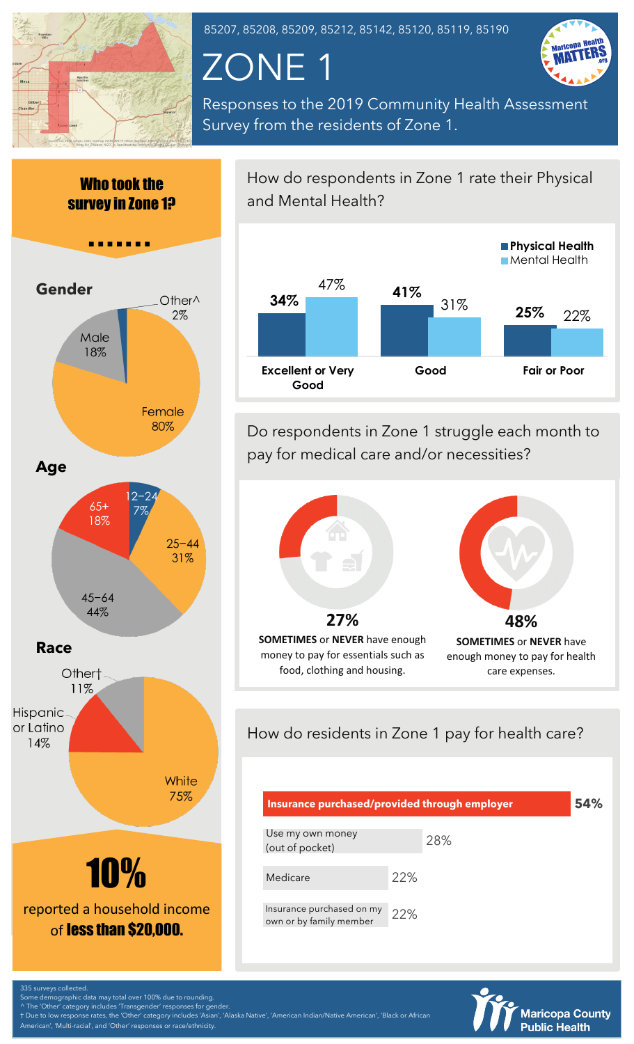85207, 85208, 85209, 85212, 85142, 85120, 85119, 85190

# ZONE 1

Responses to the 2019 Community Health Assessment Survey from the residents of Zone 1.

## Who took the survey in Zone 1?

### Gender

| Gender | Percent |
|---|---|
| Female | 80% |
| Male | 18% |
| Other^ | 2% |

### Age

| Age | Percent |
|---|---|
| 12–24 | 7% |
| 25–44 | 31% |
| 45–64 | 44% |
| 65+ | 18% |

### Race

| Race | Percent |
|---|---|
| White | 75% |
| Hispanic or Latino | 14% |
| Other† | 11% |

**10%** reported a household income of **less than $20,000.**

## How do respondents in Zone 1 rate their Physical and Mental Health?

| | Physical Health | Mental Health |
|---|---|---|
| Excellent or Very Good | 34% | 47% |
| Good | 41% | 31% |
| Fair or Poor | 25% | 22% |

## Do respondents in Zone 1 struggle each month to pay for medical care and/or necessities?

**27%** **SOMETIMES** or **NEVER** have enough money to pay for essentials such as food, clothing and housing.

**48%** **SOMETIMES** or **NEVER** have enough money to pay for health care expenses.

## How do residents in Zone 1 pay for health care?

| Payment method | Percent |
|---|---|
| Insurance purchased/provided through employer | 54% |
| Use my own money (out of pocket) | 28% |
| Medicare | 22% |
| Insurance purchased on my own or by family member | 22% |

335 surveys collected.
Some demographic data may total over 100% due to rounding.
^ The 'Other' category includes 'Transgender' responses for gender.
† Due to low response rates, the 'Other' category includes 'Asian', 'Alaska Native', 'American Indian/Native American', 'Black or African American', 'Multi-racial', and 'Other' responses or race/ethnicity.

Maricopa County Public Health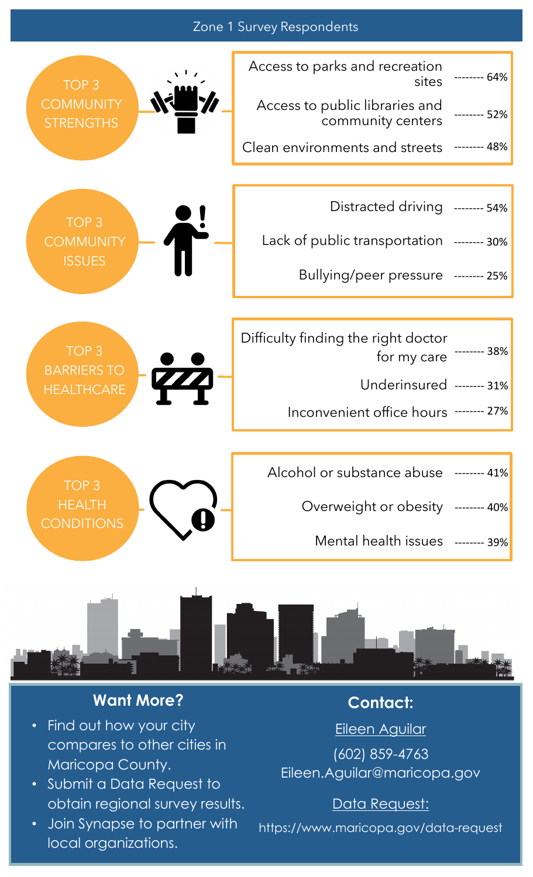## Zone 1 Survey Respondents

### TOP 3 COMMUNITY STRENGTHS

- Access to parks and recreation sites -------- 64%
- Access to public libraries and community centers -------- 52%
- Clean environments and streets -------- 48%

### TOP 3 COMMUNITY ISSUES

- Distracted driving -------- 54%
- Lack of public transportation -------- 30%
- Bullying/peer pressure -------- 25%

### TOP 3 BARRIERS TO HEALTHCARE

- Difficulty finding the right doctor for my care -------- 38%
- Underinsured -------- 31%
- Inconvenient office hours -------- 27%

### TOP 3 HEALTH CONDITIONS

- Alcohol or substance abuse -------- 41%
- Overweight or obesity -------- 40%
- Mental health issues -------- 39%

## Want More?

- Find out how your city compares to other cities in Maricopa County.
- Submit a Data Request to obtain regional survey results.
- Join Synapse to partner with local organizations.

## Contact:

Eileen Aguilar

(602) 859-4763

Eileen.Aguilar@maricopa.gov

Data Request:

https://www.maricopa.gov/data-request